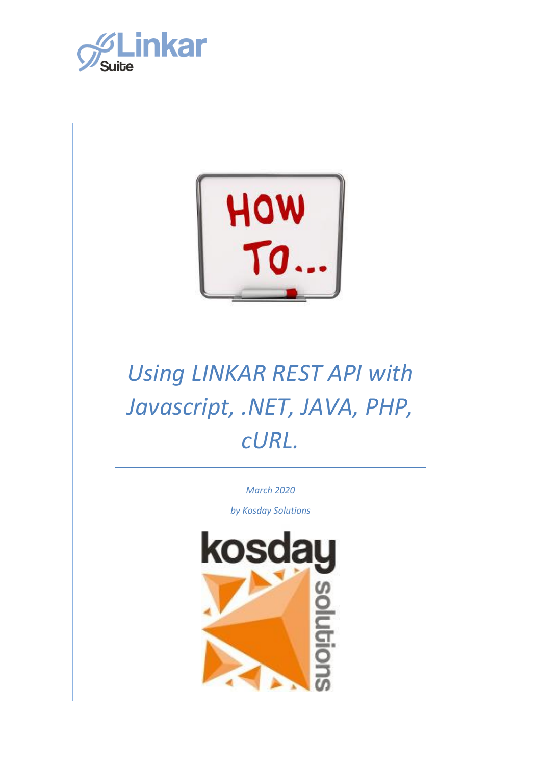# Using LINKAR REST API with Javascript, .NET, JAVA, PHP, cURL.

*March 2020*

*by Kosday Solutions*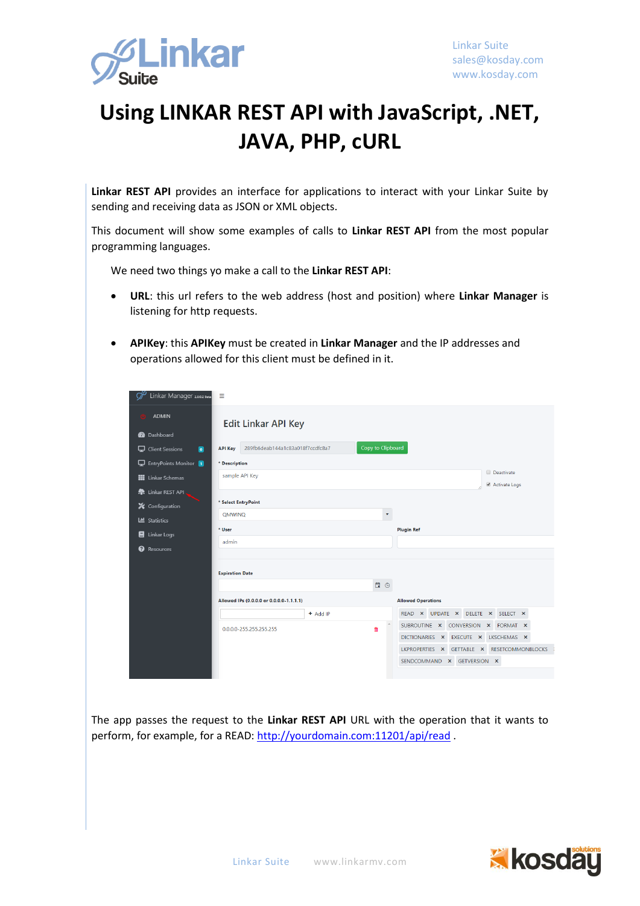# Using LINKAR REST API with JavaScript, .NET, JAVA, PHP, cURL

**Linkar REST API** provides an interface for applications to interact with your Linkar Suite by sending and receiving data as JSON or XML objects.

This document will show some examples of calls to **Linkar REST API** from the most popular programming languages.

We need two things yo make a call to the **Linkar REST API**:

- **URL**: this url refers to the web address (host and position) where **Linkar Manager** is listening for http requests.
- **APIKey**: this **APIKey** must be created in **Linkar Manager** and the IP addresses and operations allowed for this client must be defined in it.

The app passes the request to the **Linkar REST API** URL with the operation that it wants to perform, for example, for a READ: [http://yourdomain.com:11201/api/read](http://yourdomain.com:11201/api/read) .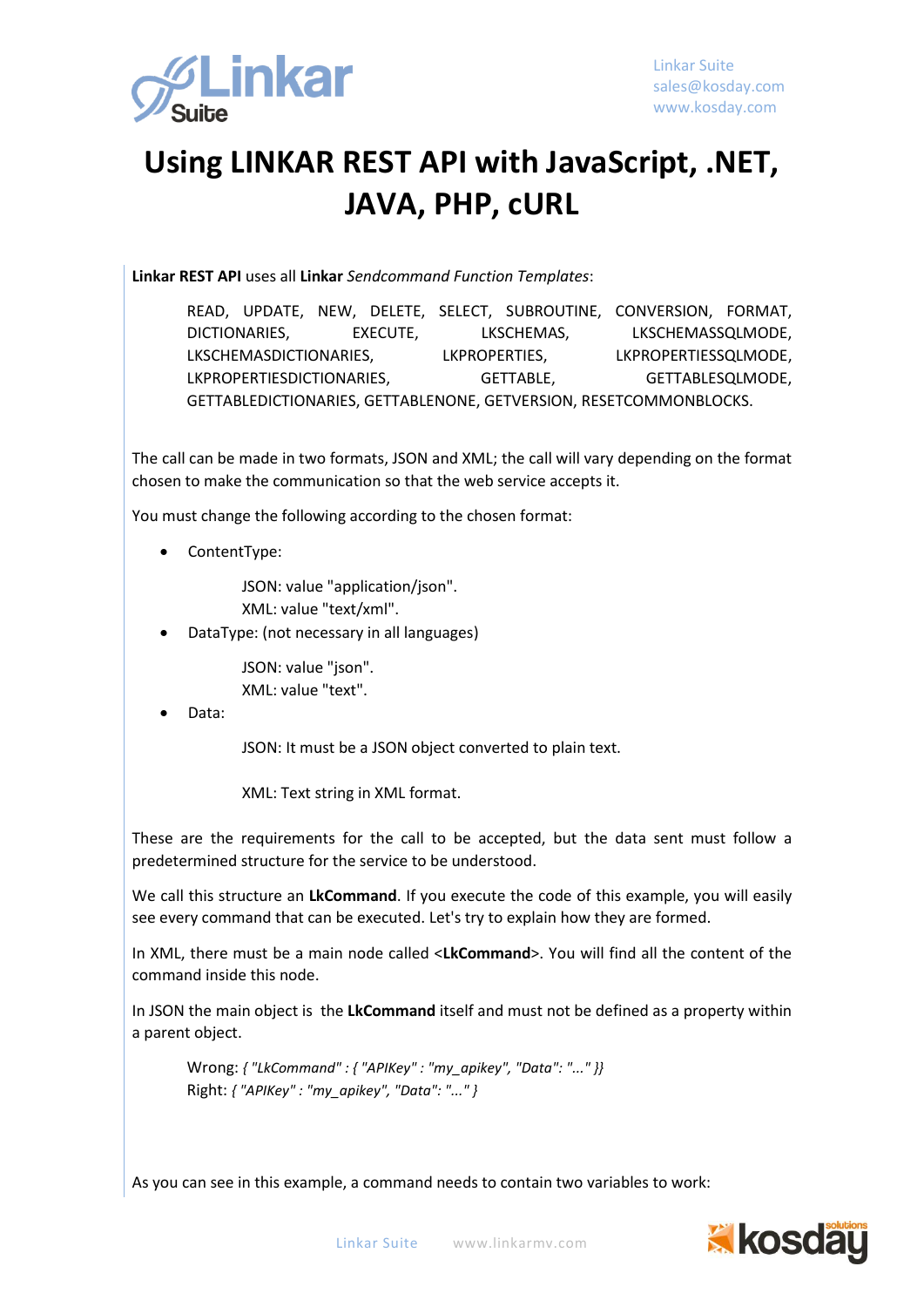# Using LINKAR REST API with JavaScript, .NET, JAVA, PHP, cURL

**Linkar REST API** uses all **Linkar** *Sendcommand Function Templates*:

> READ, UPDATE, NEW, DELETE, SELECT, SUBROUTINE, CONVERSION, FORMAT, DICTIONARIES, EXECUTE, LKSCHEMAS, LKSCHEMASSQLMODE, LKSCHEMASDICTIONARIES, LKPROPERTIES, LKPROPERTIESSQLMODE, LKPROPERTIESDICTIONARIES, GETTABLE, GETTABLESQLMODE, GETTABLEDICTIONARIES, GETTABLENONE, GETVERSION, RESETCOMMONBLOCKS.

The call can be made in two formats, JSON and XML; the call will vary depending on the format chosen to make the communication so that the web service accepts it.

You must change the following according to the chosen format:

- ContentType:

  JSON: value "application/json".
  XML: value "text/xml".

- DataType: (not necessary in all languages)

  JSON: value "json".
  XML: value "text".

- Data:

  JSON: It must be a JSON object converted to plain text.

  XML: Text string in XML format.

These are the requirements for the call to be accepted, but the data sent must follow a predetermined structure for the service to be understood.

We call this structure an **LkCommand**. If you execute the code of this example, you will easily see every command that can be executed. Let's try to explain how they are formed.

In XML, there must be a main node called <**LkCommand**>. You will find all the content of the command inside this node.

In JSON the main object is the **LkCommand** itself and must not be defined as a property within a parent object.

> Wrong: *{ "LkCommand" : { "APIKey" : "my_apikey", "Data": "..." }}*
> Right: *{ "APIKey" : "my_apikey", "Data": "..." }*

As you can see in this example, a command needs to contain two variables to work: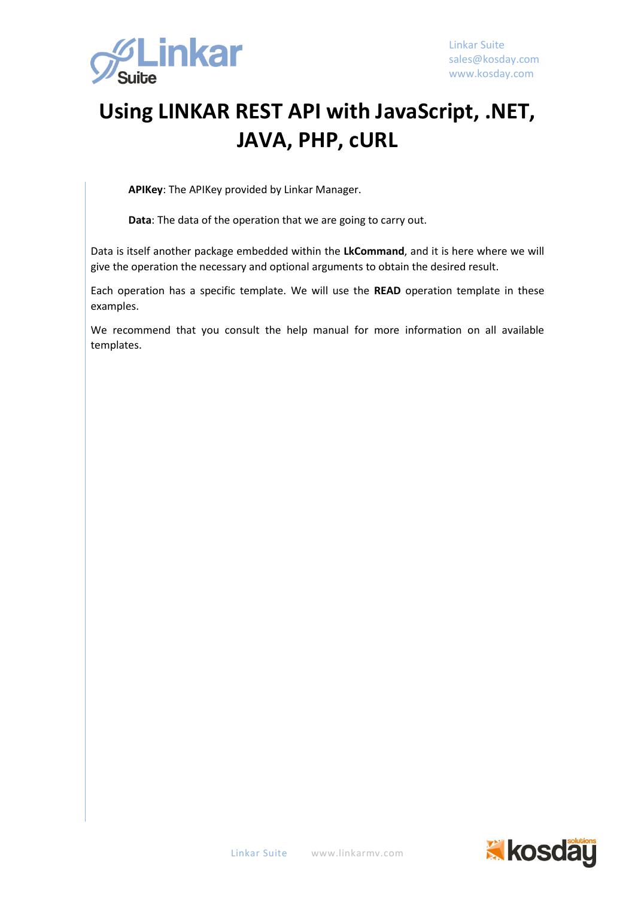**APIKey**: The APIKey provided by Linkar Manager.

**Data**: The data of the operation that we are going to carry out.

Data is itself another package embedded within the **LkCommand**, and it is here where we will give the operation the necessary and optional arguments to obtain the desired result.

Each operation has a specific template. We will use the **READ** operation template in these examples.

We recommend that you consult the help manual for more information on all available templates.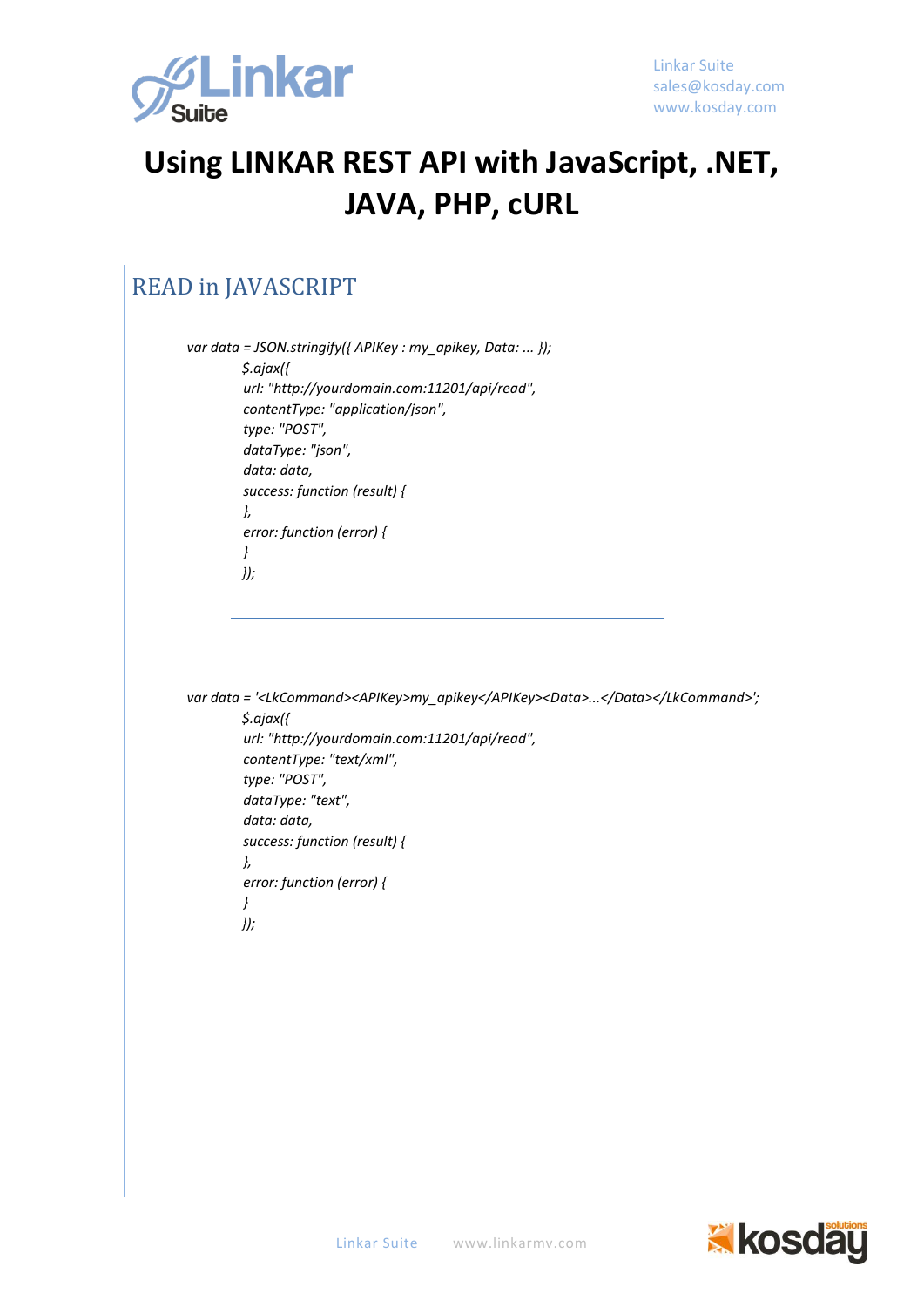# Using LINKAR REST API with JavaScript, .NET, JAVA, PHP, cURL

## READ in JAVASCRIPT

```
var data = JSON.stringify({ APIKey : my_apikey, Data: ... });
    $.ajax({
    url: "http://yourdomain.com:11201/api/read",
    contentType: "application/json",
    type: "POST",
    dataType: "json",
    data: data,
    success: function (result) {
    },
    error: function (error) {
    }
    });
```

---

```
var data = '<LkCommand><APIKey>my_apikey</APIKey><Data>...</Data></LkCommand>';
    $.ajax({
    url: "http://yourdomain.com:11201/api/read",
    contentType: "text/xml",
    type: "POST",
    dataType: "text",
    data: data,
    success: function (result) {
    },
    error: function (error) {
    }
    });
```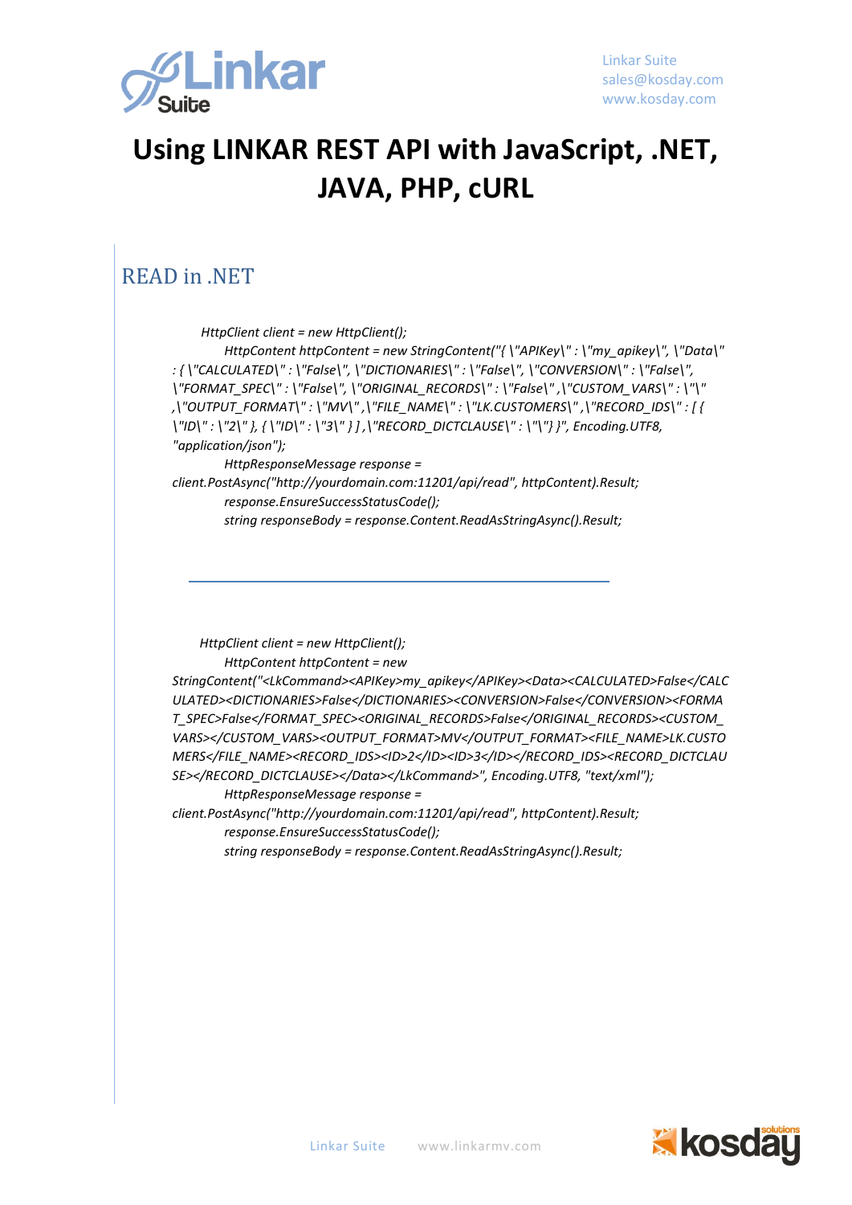# Using LINKAR REST API with JavaScript, .NET, JAVA, PHP, cURL

## READ in .NET

```
HttpClient client = new HttpClient();
        HttpContent httpContent = new StringContent("{ \"APIKey\" : \"my_apikey\", \"Data\" : { \"CALCULATED\" : \"False\", \"DICTIONARIES\" : \"False\", \"CONVERSION\" : \"False\", \"FORMAT_SPEC\" : \"False\", \"ORIGINAL_RECORDS\" : \"False\" ,\"CUSTOM_VARS\" : \"\" ,\"OUTPUT_FORMAT\" : \"MV\" ,\"FILE_NAME\" : \"LK.CUSTOMERS\" ,\"RECORD_IDS\" : [ { \"ID\" : \"2\" }, { \"ID\" : \"3\" } ] ,\"RECORD_DICTCLAUSE\" : \"\"} }", Encoding.UTF8, "application/json");
        HttpResponseMessage response = client.PostAsync("http://yourdomain.com:11201/api/read", httpContent).Result;
        response.EnsureSuccessStatusCode();
        string responseBody = response.Content.ReadAsStringAsync().Result;
```

---

```
HttpClient client = new HttpClient();
        HttpContent httpContent = new StringContent("<LkCommand><APIKey>my_apikey</APIKey><Data><CALCULATED>False</CALCULATED><DICTIONARIES>False</DICTIONARIES><CONVERSION>False</CONVERSION><FORMAT_SPEC>False</FORMAT_SPEC><ORIGINAL_RECORDS>False</ORIGINAL_RECORDS><CUSTOM_VARS></CUSTOM_VARS><OUTPUT_FORMAT>MV</OUTPUT_FORMAT><FILE_NAME>LK.CUSTOMERS</FILE_NAME><RECORD_IDS><ID>2</ID><ID>3</ID></RECORD_IDS><RECORD_DICTCLAUSE></RECORD_DICTCLAUSE></Data></LkCommand>", Encoding.UTF8, "text/xml");
        HttpResponseMessage response = client.PostAsync("http://yourdomain.com:11201/api/read", httpContent).Result;
        response.EnsureSuccessStatusCode();
        string responseBody = response.Content.ReadAsStringAsync().Result;
```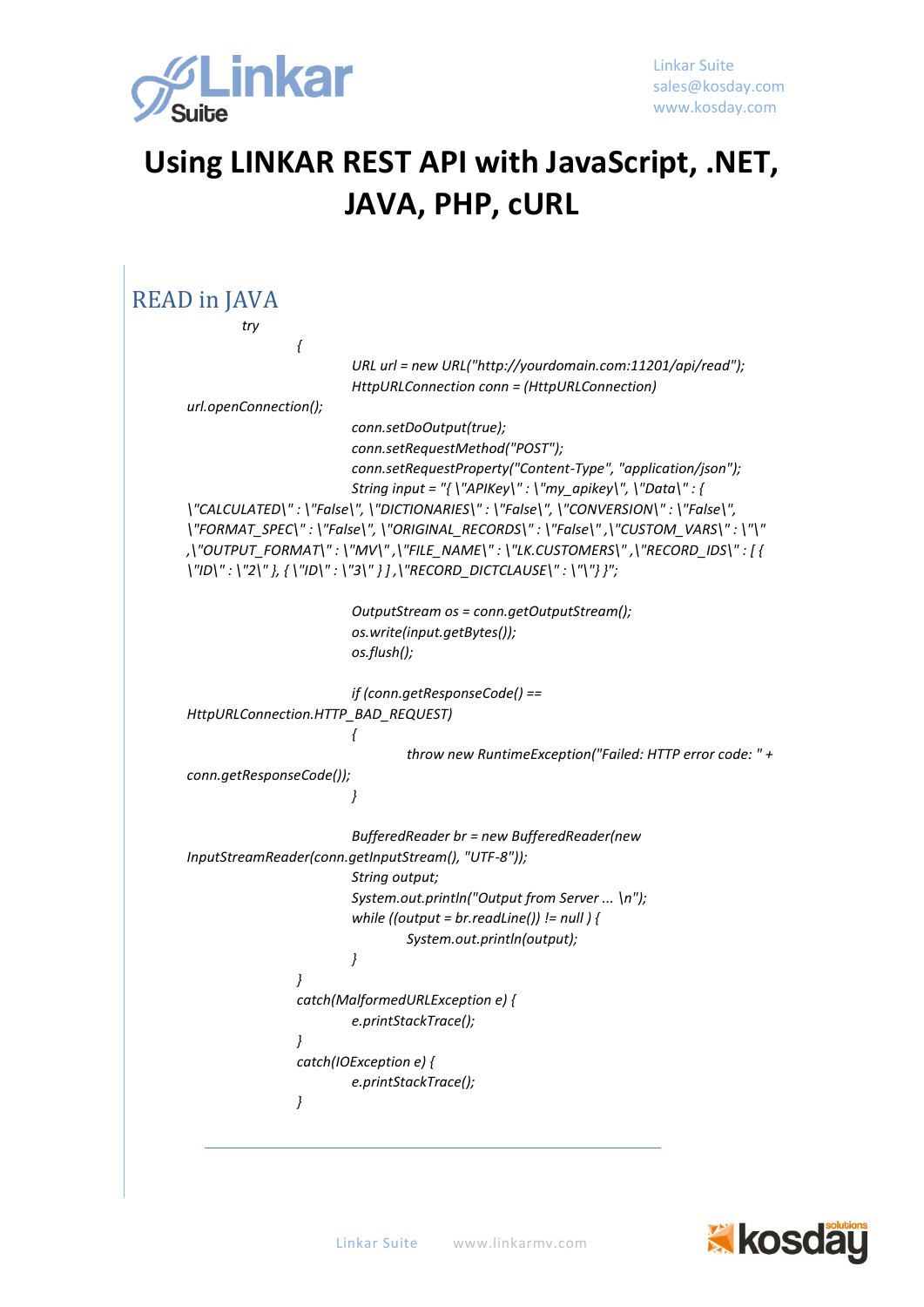# Using LINKAR REST API with JavaScript, .NET, JAVA, PHP, cURL

## READ in JAVA

```
try
{
    URL url = new URL("http://yourdomain.com:11201/api/read");
    HttpURLConnection conn = (HttpURLConnection) url.openConnection();
    conn.setDoOutput(true);
    conn.setRequestMethod("POST");
    conn.setRequestProperty("Content-Type", "application/json");
    String input = "{ \"APIKey\" : \"my_apikey\", \"Data\" : { \"CALCULATED\" : \"False\", \"DICTIONARIES\" : \"False\", \"CONVERSION\" : \"False\", \"FORMAT_SPEC\" : \"False\", \"ORIGINAL_RECORDS\" : \"False\" ,\"CUSTOM_VARS\" : \"\" ,\"OUTPUT_FORMAT\" : \"MV\" ,\"FILE_NAME\" : \"LK.CUSTOMERS\" ,\"RECORD_IDS\" : [ { \"ID\" : \"2\" }, { \"ID\" : \"3\" } ] ,\"RECORD_DICTCLAUSE\" : \"\"} }";

    OutputStream os = conn.getOutputStream();
    os.write(input.getBytes());
    os.flush();

    if (conn.getResponseCode() == HttpURLConnection.HTTP_BAD_REQUEST)
    {
        throw new RuntimeException("Failed: HTTP error code: " + conn.getResponseCode());
    }

    BufferedReader br = new BufferedReader(new InputStreamReader(conn.getInputStream(), "UTF-8"));
    String output;
    System.out.println("Output from Server ... \n");
    while ((output = br.readLine()) != null ) {
        System.out.println(output);
    }
}
catch(MalformedURLException e) {
    e.printStackTrace();
}
catch(IOException e) {
    e.printStackTrace();
}
```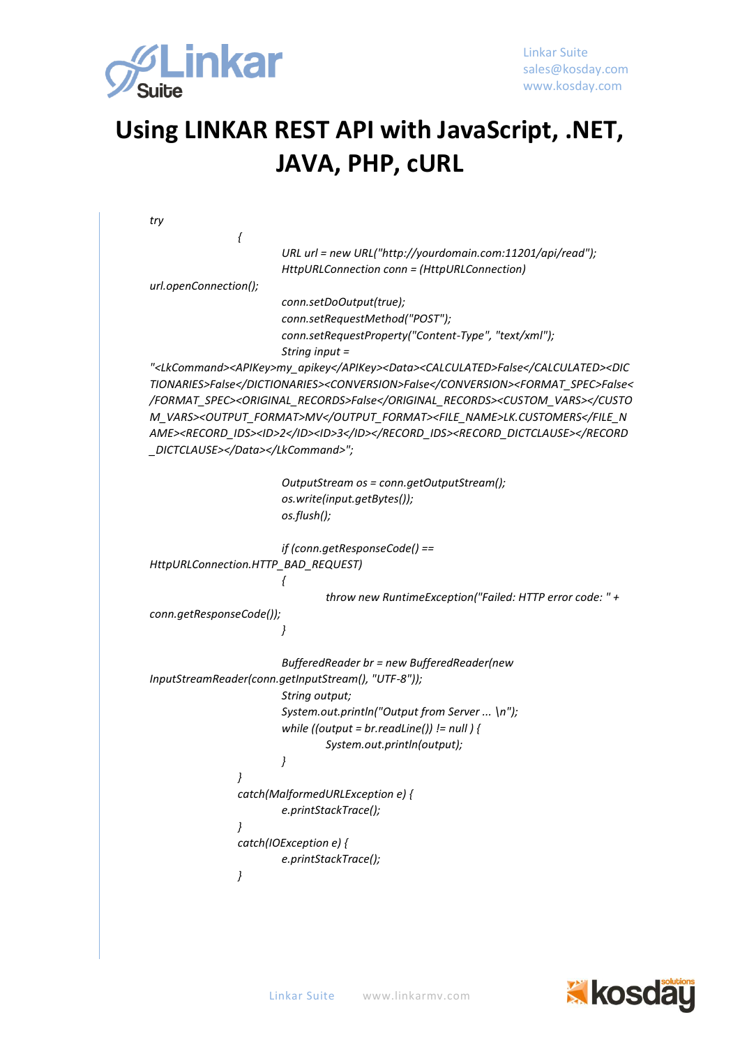# Using LINKAR REST API with JavaScript, .NET, JAVA, PHP, cURL

```
try
        {
                URL url = new URL("http://yourdomain.com:11201/api/read");
                HttpURLConnection conn = (HttpURLConnection) url.openConnection();
                conn.setDoOutput(true);
                conn.setRequestMethod("POST");
                conn.setRequestProperty("Content-Type", "text/xml");
                String input = "<LkCommand><APIKey>my_apikey</APIKey><Data><CALCULATED>False</CALCULATED><DICTIONARIES>False</DICTIONARIES><CONVERSION>False</CONVERSION><FORMAT_SPEC>False</FORMAT_SPEC><ORIGINAL_RECORDS>False</ORIGINAL_RECORDS><CUSTOM_VARS></CUSTOM_VARS><OUTPUT_FORMAT>MV</OUTPUT_FORMAT><FILE_NAME>LK.CUSTOMERS</FILE_NAME><RECORD_IDS><ID>2</ID><ID>3</ID></RECORD_IDS><RECORD_DICTCLAUSE></RECORD_DICTCLAUSE></Data></LkCommand>";

                OutputStream os = conn.getOutputStream();
                os.write(input.getBytes());
                os.flush();

                if (conn.getResponseCode() == HttpURLConnection.HTTP_BAD_REQUEST)
                {
                        throw new RuntimeException("Failed: HTTP error code: " + conn.getResponseCode());
                }

                BufferedReader br = new BufferedReader(new InputStreamReader(conn.getInputStream(), "UTF-8"));
                String output;
                System.out.println("Output from Server ... \n");
                while ((output = br.readLine()) != null ) {
                        System.out.println(output);
                }
        }
        catch(MalformedURLException e) {
                e.printStackTrace();
        }
        catch(IOException e) {
                e.printStackTrace();
        }
```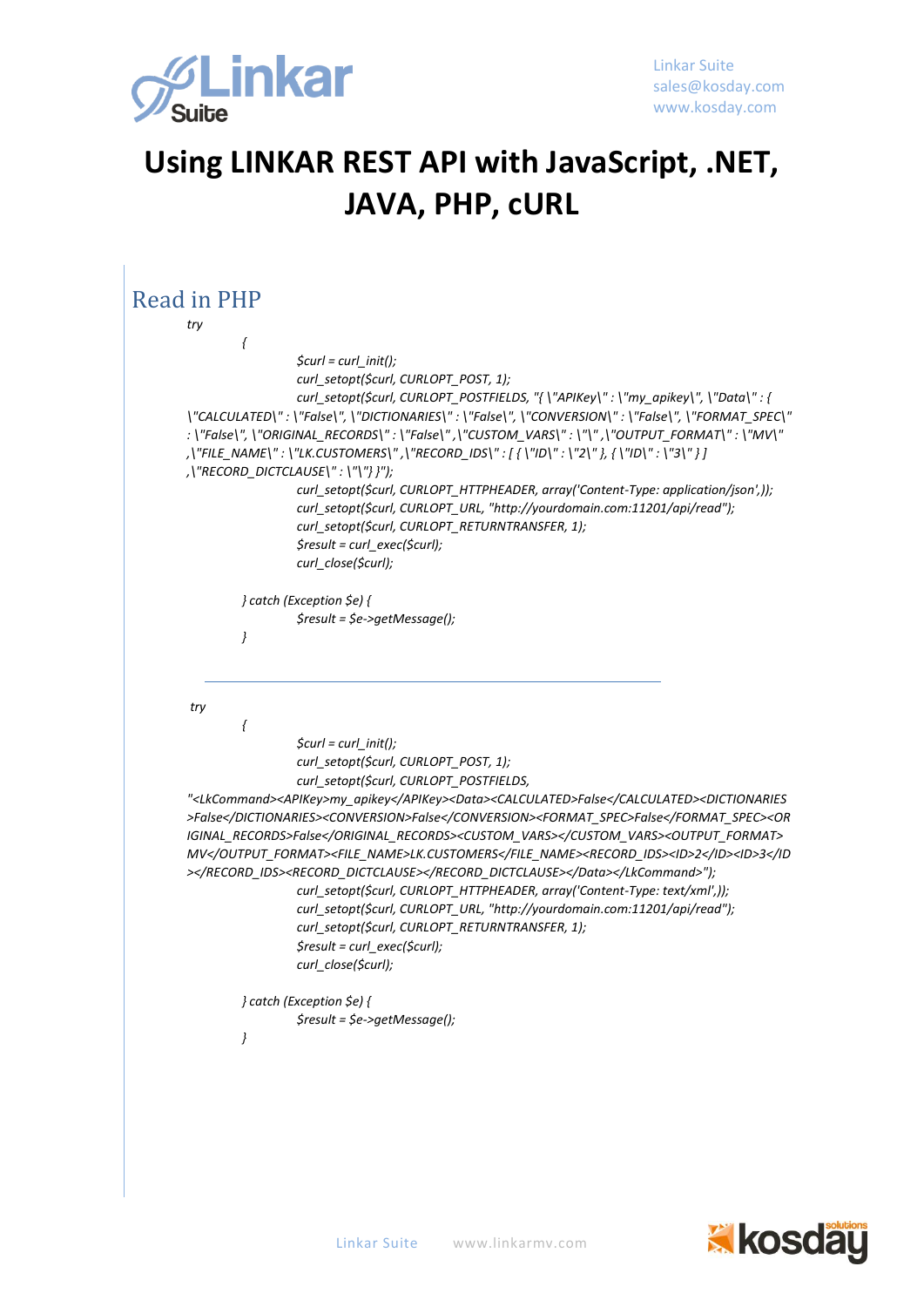# Using LINKAR REST API with JavaScript, .NET, JAVA, PHP, cURL

## Read in PHP

```
try
	{
		$curl = curl_init();
		curl_setopt($curl, CURLOPT_POST, 1);
		curl_setopt($curl, CURLOPT_POSTFIELDS, "{ \"APIKey\" : \"my_apikey\", \"Data\" : { \"CALCULATED\" : \"False\", \"DICTIONARIES\" : \"False\", \"CONVERSION\" : \"False\", \"FORMAT_SPEC\" : \"False\", \"ORIGINAL_RECORDS\" : \"False\" ,\"CUSTOM_VARS\" : \"\" ,\"OUTPUT_FORMAT\" : \"MV\" ,\"FILE_NAME\" : \"LK.CUSTOMERS\" ,\"RECORD_IDS\" : [ { \"ID\" : \"2\" }, { \"ID\" : \"3\" } ] ,\"RECORD_DICTCLAUSE\" : \"\"} }");
		curl_setopt($curl, CURLOPT_HTTPHEADER, array('Content-Type: application/json',));
		curl_setopt($curl, CURLOPT_URL, "http://yourdomain.com:11201/api/read");
		curl_setopt($curl, CURLOPT_RETURNTRANSFER, 1);
		$result = curl_exec($curl);
		curl_close($curl);

	} catch (Exception $e) {
		$result = $e->getMessage();
	}
```

---

```
try
	{
		$curl = curl_init();
		curl_setopt($curl, CURLOPT_POST, 1);
		curl_setopt($curl, CURLOPT_POSTFIELDS,
"<LkCommand><APIKey>my_apikey</APIKey><Data><CALCULATED>False</CALCULATED><DICTIONARIES>False</DICTIONARIES><CONVERSION>False</CONVERSION><FORMAT_SPEC>False</FORMAT_SPEC><ORIGINAL_RECORDS>False</ORIGINAL_RECORDS><CUSTOM_VARS></CUSTOM_VARS><OUTPUT_FORMAT>MV</OUTPUT_FORMAT><FILE_NAME>LK.CUSTOMERS</FILE_NAME><RECORD_IDS><ID>2</ID><ID>3</ID></RECORD_IDS><RECORD_DICTCLAUSE></RECORD_DICTCLAUSE></Data></LkCommand>");
		curl_setopt($curl, CURLOPT_HTTPHEADER, array('Content-Type: text/xml',));
		curl_setopt($curl, CURLOPT_URL, "http://yourdomain.com:11201/api/read");
		curl_setopt($curl, CURLOPT_RETURNTRANSFER, 1);
		$result = curl_exec($curl);
		curl_close($curl);

	} catch (Exception $e) {
		$result = $e->getMessage();
	}
```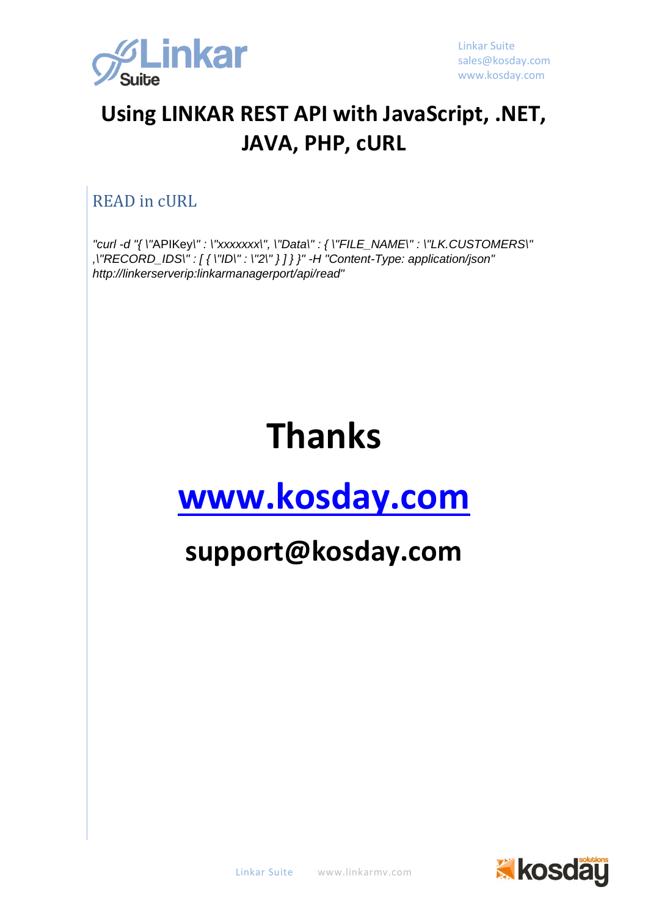# Using LINKAR REST API with JavaScript, .NET, JAVA, PHP, cURL

## READ in cURL

*"curl -d "{ \"APIKey\" : \"xxxxxxx\", \"Data\" : { \"FILE_NAME\" : \"LK.CUSTOMERS\" ,\"RECORD_IDS\" : [ { \"ID\" : \"2\" } ] } }" -H "Content-Type: application/json" http://linkerserverip:linkarmanagerport/api/read"*

# Thanks

# [www.kosday.com](http://www.kosday.com)

## support@kosday.com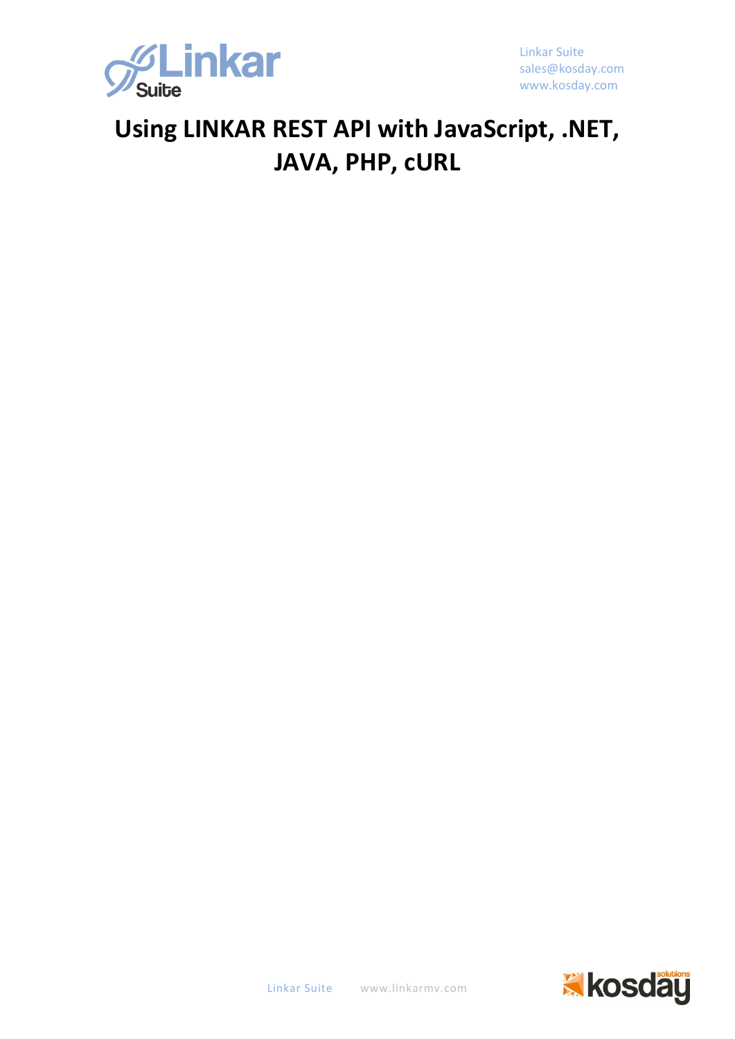# Using LINKAR REST API with JavaScript, .NET, JAVA, PHP, cURL